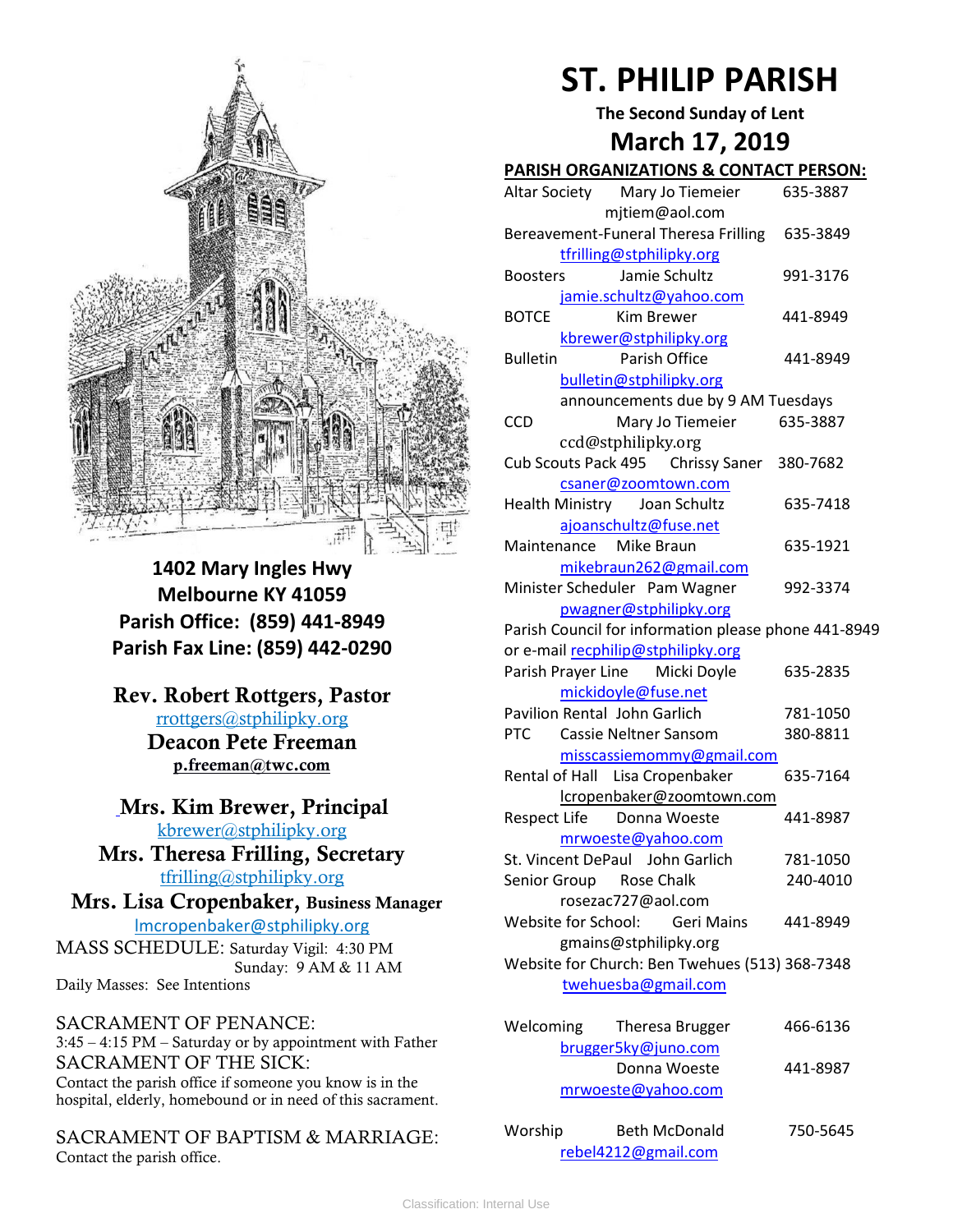# ST. PHILIP PARISH

**The Second Sunday of Lent**

## March 17, 2019

**1402 Mary Ingles Hwy**
**Melbourne KY 41059**
**Parish Office: (859) 441-8949**
**Parish Fax Line: (859) 442-0290**

**Rev. Robert Rottgers, Pastor**
rrottgers@stphilipky.org
**Deacon Pete Freeman**
**p.freeman@twc.com**

**Mrs. Kim Brewer, Principal**
kbrewer@stphilipky.org
**Mrs. Theresa Frilling, Secretary**
tfrilling@stphilipky.org
**Mrs. Lisa Cropenbaker, Business Manager**
lmcropenbaker@stphilipky.org

MASS SCHEDULE: Saturday Vigil: 4:30 PM
Sunday: 9 AM & 11 AM
Daily Masses: See Intentions

SACRAMENT OF PENANCE:
3:45 – 4:15 PM – Saturday or by appointment with Father

SACRAMENT OF THE SICK:
Contact the parish office if someone you know is in the hospital, elderly, homebound or in need of this sacrament.

SACRAMENT OF BAPTISM & MARRIAGE:
Contact the parish office.

**PARISH ORGANIZATIONS & CONTACT PERSON:**

Altar Society — Mary Jo Tiemeier — 635-3887
mjtiem@aol.com

Bereavement-Funeral — Theresa Frilling — 635-3849
tfrilling@stphilipky.org

Boosters — Jamie Schultz — 991-3176
jamie.schultz@yahoo.com

BOTCE — Kim Brewer — 441-8949
kbrewer@stphilipky.org

Bulletin — Parish Office — 441-8949
bulletin@stphilipky.org
announcements due by 9 AM Tuesdays

CCD — Mary Jo Tiemeier — 635-3887
ccd@stphilipky.org

Cub Scouts Pack 495 — Chrissy Saner — 380-7682
csaner@zoomtown.com

Health Ministry — Joan Schultz — 635-7418
ajoanschultz@fuse.net

Maintenance — Mike Braun — 635-1921
mikebraun262@gmail.com

Minister Scheduler — Pam Wagner — 992-3374
pwagner@stphilipky.org

Parish Council for information please phone 441-8949 or e-mail recphilip@stphilipky.org

Parish Prayer Line — Micki Doyle — 635-2835
mickidoyle@fuse.net

Pavilion Rental — John Garlich — 781-1050

PTC — Cassie Neltner Sansom — 380-8811
misscassiemommy@gmail.com

Rental of Hall — Lisa Cropenbaker — 635-7164
lcropenbaker@zoomtown.com

Respect Life — Donna Woeste — 441-8987
mrwoeste@yahoo.com

St. Vincent DePaul — John Garlich — 781-1050

Senior Group — Rose Chalk — 240-4010
rosezac727@aol.com

Website for School: — Geri Mains — 441-8949
gmains@stphilipky.org

Website for Church: Ben Twehues (513) 368-7348
twehuesba@gmail.com

Welcoming — Theresa Brugger — 466-6136
brugger5ky@juno.com
Donna Woeste — 441-8987
mrwoeste@yahoo.com

Worship — Beth McDonald — 750-5645
rebel4212@gmail.com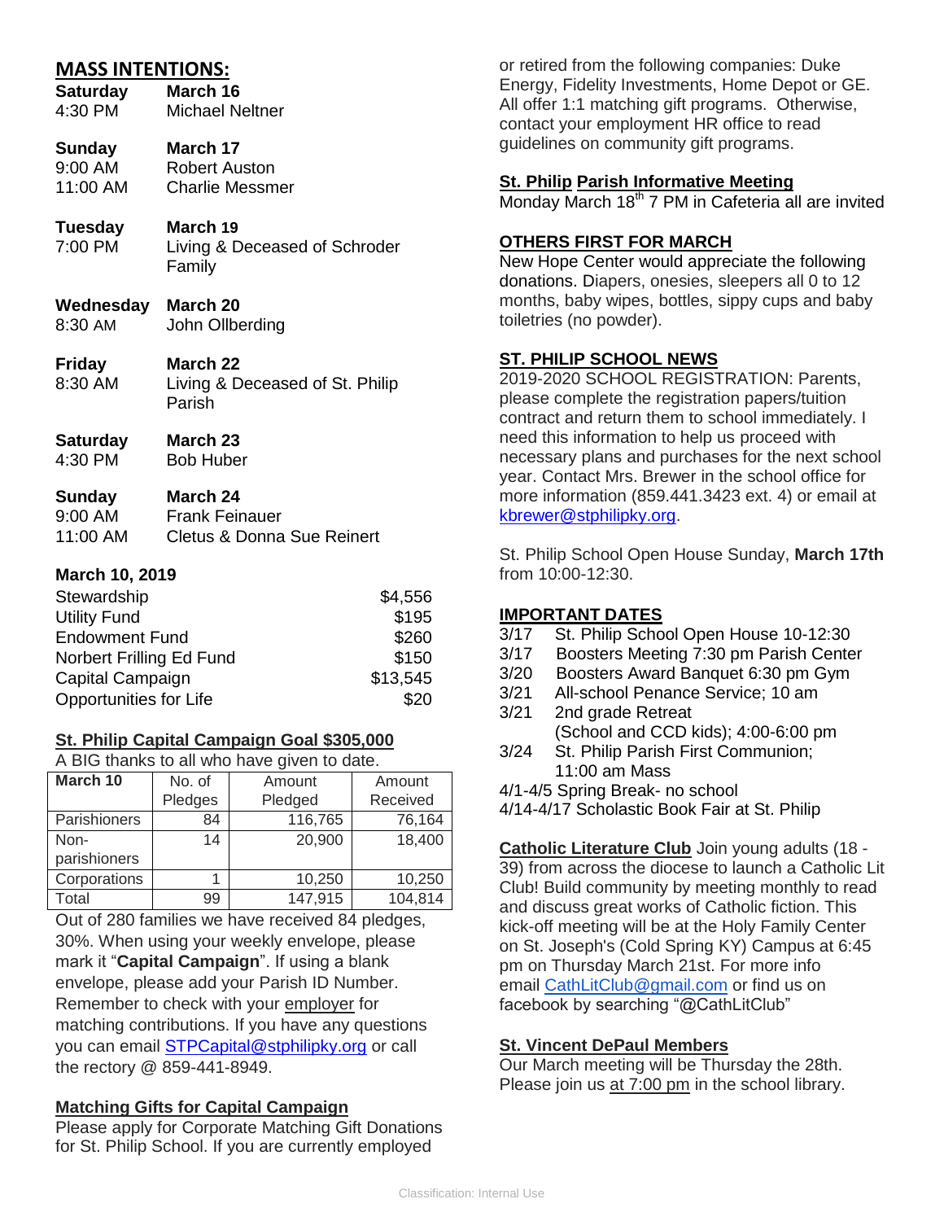## MASS INTENTIONS:

| | | |
|---|---|---|
| **Saturday** | **March 16** | |
| 4:30 PM | Michael Neltner | |
| **Sunday** | **March 17** | |
| 9:00 AM | Robert Auston | |
| 11:00 AM | Charlie Messmer | |
| **Tuesday** | **March 19** | |
| 7:00 PM | Living & Deceased of Schroder Family | |
| **Wednesday** | **March 20** | |
| 8:30 AM | John Ollberding | |
| **Friday** | **March 22** | |
| 8:30 AM | Living & Deceased of St. Philip Parish | |
| **Saturday** | **March 23** | |
| 4:30 PM | Bob Huber | |
| **Sunday** | **March 24** | |
| 9:00 AM | Frank Feinauer | |
| 11:00 AM | Cletus & Donna Sue Reinert | |

**March 10, 2019**

| | |
|---|---|
| Stewardship | $4,556 |
| Utility Fund | $195 |
| Endowment Fund | $260 |
| Norbert Frilling Ed Fund | $150 |
| Capital Campaign | $13,545 |
| Opportunities for Life | $20 |

**St. Philip Capital Campaign Goal $305,000**

A BIG thanks to all who have given to date.

| March 10 | No. of Pledges | Amount Pledged | Amount Received |
|---|---|---|---|
| Parishioners | 84 | 116,765 | 76,164 |
| Non-parishioners | 14 | 20,900 | 18,400 |
| Corporations | 1 | 10,250 | 10,250 |
| Total | 99 | 147,915 | 104,814 |

Out of 280 families we have received 84 pledges, 30%. When using your weekly envelope, please mark it "**Capital Campaign**". If using a blank envelope, please add your Parish ID Number. Remember to check with your employer for matching contributions. If you have any questions you can email STPCapital@stphilipky.org or call the rectory @ 859-441-8949.

**Matching Gifts for Capital Campaign**

Please apply for Corporate Matching Gift Donations for St. Philip School. If you are currently employed or retired from the following companies: Duke Energy, Fidelity Investments, Home Depot or GE. All offer 1:1 matching gift programs. Otherwise, contact your employment HR office to read guidelines on community gift programs.

**St. Philip Parish Informative Meeting**

Monday March 18th 7 PM in Cafeteria all are invited

**OTHERS FIRST FOR MARCH**

New Hope Center would appreciate the following donations. Diapers, onesies, sleepers all 0 to 12 months, baby wipes, bottles, sippy cups and baby toiletries (no powder).

**ST. PHILIP SCHOOL NEWS**

2019-2020 SCHOOL REGISTRATION: Parents, please complete the registration papers/tuition contract and return them to school immediately. I need this information to help us proceed with necessary plans and purchases for the next school year. Contact Mrs. Brewer in the school office for more information (859.441.3423 ext. 4) or email at kbrewer@stphilipky.org.

St. Philip School Open House Sunday, **March 17th** from 10:00-12:30.

**IMPORTANT DATES**

- 3/17 St. Philip School Open House 10-12:30
- 3/17 Boosters Meeting 7:30 pm Parish Center
- 3/20 Boosters Award Banquet 6:30 pm Gym
- 3/21 All-school Penance Service; 10 am
- 3/21 2nd grade Retreat (School and CCD kids); 4:00-6:00 pm
- 3/24 St. Philip Parish First Communion; 11:00 am Mass
- 4/1-4/5 Spring Break- no school
- 4/14-4/17 Scholastic Book Fair at St. Philip

**Catholic Literature Club** Join young adults (18 - 39) from across the diocese to launch a Catholic Lit Club! Build community by meeting monthly to read and discuss great works of Catholic fiction. This kick-off meeting will be at the Holy Family Center on St. Joseph's (Cold Spring KY) Campus at 6:45 pm on Thursday March 21st. For more info email CathLitClub@gmail.com or find us on facebook by searching "@CathLitClub"

**St. Vincent DePaul Members**

Our March meeting will be Thursday the 28th. Please join us at 7:00 pm in the school library.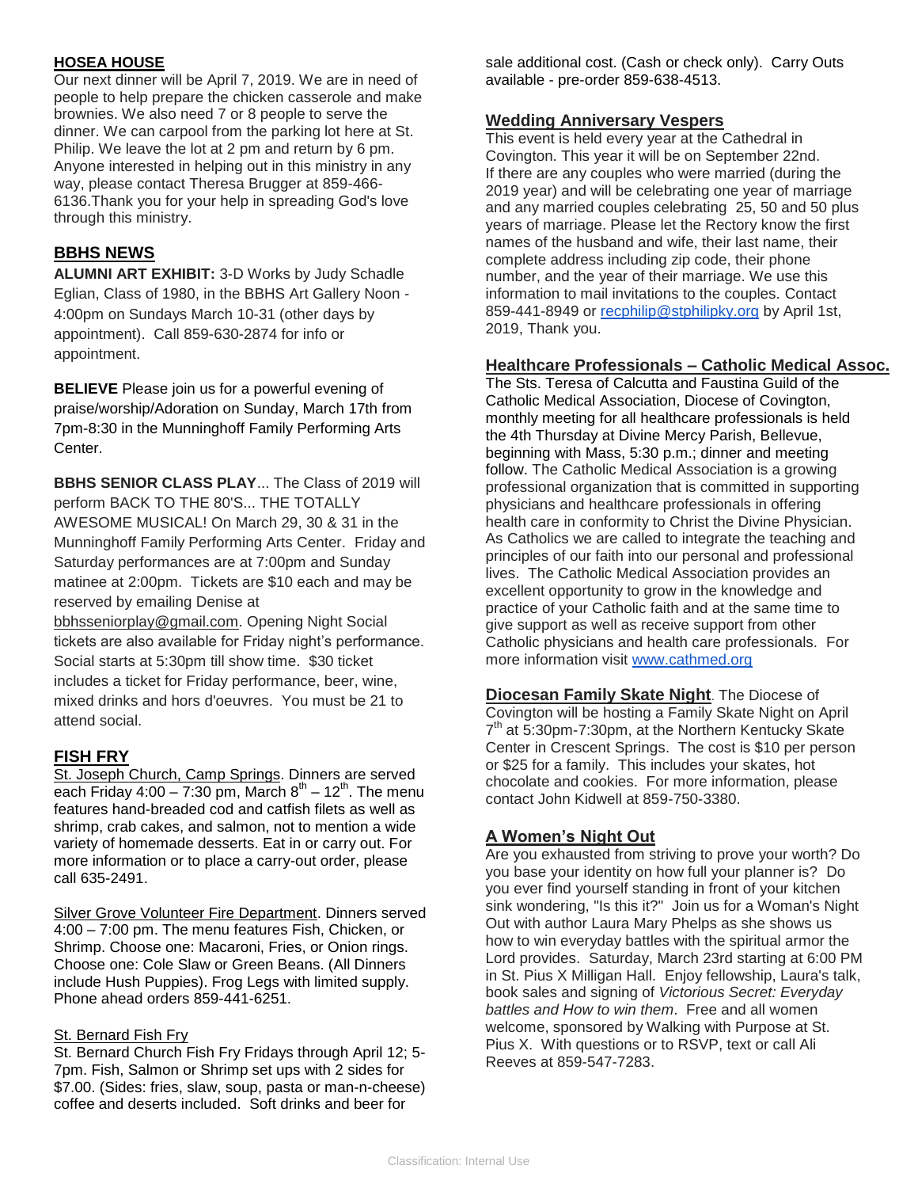## HOSEA HOUSE

Our next dinner will be April 7, 2019. We are in need of people to help prepare the chicken casserole and make brownies. We also need 7 or 8 people to serve the dinner. We can carpool from the parking lot here at St. Philip. We leave the lot at 2 pm and return by 6 pm. Anyone interested in helping out in this ministry in any way, please contact Theresa Brugger at 859-466-6136.Thank you for your help in spreading God's love through this ministry.

## BBHS NEWS

**ALUMNI ART EXHIBIT:** 3-D Works by Judy Schadle Eglian, Class of 1980, in the BBHS Art Gallery Noon - 4:00pm on Sundays March 10-31 (other days by appointment). Call 859-630-2874 for info or appointment.

**BELIEVE** Please join us for a powerful evening of praise/worship/Adoration on Sunday, March 17th from 7pm-8:30 in the Munninghoff Family Performing Arts Center.

**BBHS SENIOR CLASS PLAY**... The Class of 2019 will perform BACK TO THE 80'S... THE TOTALLY AWESOME MUSICAL! On March 29, 30 & 31 in the Munninghoff Family Performing Arts Center. Friday and Saturday performances are at 7:00pm and Sunday matinee at 2:00pm. Tickets are $10 each and may be reserved by emailing Denise at bbhsseniorplay@gmail.com. Opening Night Social tickets are also available for Friday night's performance. Social starts at 5:30pm till show time. $30 ticket includes a ticket for Friday performance, beer, wine, mixed drinks and hors d'oeuvres. You must be 21 to attend social.

## FISH FRY

St. Joseph Church, Camp Springs. Dinners are served each Friday 4:00 – 7:30 pm, March 8th – 12th. The menu features hand-breaded cod and catfish filets as well as shrimp, crab cakes, and salmon, not to mention a wide variety of homemade desserts. Eat in or carry out. For more information or to place a carry-out order, please call 635-2491.

Silver Grove Volunteer Fire Department. Dinners served 4:00 – 7:00 pm. The menu features Fish, Chicken, or Shrimp. Choose one: Macaroni, Fries, or Onion rings. Choose one: Cole Slaw or Green Beans. (All Dinners include Hush Puppies). Frog Legs with limited supply. Phone ahead orders 859-441-6251.

St. Bernard Fish Fry
St. Bernard Church Fish Fry Fridays through April 12; 5-7pm. Fish, Salmon or Shrimp set ups with 2 sides for $7.00. (Sides: fries, slaw, soup, pasta or man-n-cheese) coffee and deserts included. Soft drinks and beer for sale additional cost. (Cash or check only). Carry Outs available - pre-order 859-638-4513.

## Wedding Anniversary Vespers

This event is held every year at the Cathedral in Covington. This year it will be on September 22nd. If there are any couples who were married (during the 2019 year) and will be celebrating one year of marriage and any married couples celebrating 25, 50 and 50 plus years of marriage. Please let the Rectory know the first names of the husband and wife, their last name, their complete address including zip code, their phone number, and the year of their marriage. We use this information to mail invitations to the couples. Contact 859-441-8949 or recphilip@stphilipky.org by April 1st, 2019, Thank you.

## Healthcare Professionals – Catholic Medical Assoc.

The Sts. Teresa of Calcutta and Faustina Guild of the Catholic Medical Association, Diocese of Covington, monthly meeting for all healthcare professionals is held the 4th Thursday at Divine Mercy Parish, Bellevue, beginning with Mass, 5:30 p.m.; dinner and meeting follow. The Catholic Medical Association is a growing professional organization that is committed in supporting physicians and healthcare professionals in offering health care in conformity to Christ the Divine Physician. As Catholics we are called to integrate the teaching and principles of our faith into our personal and professional lives. The Catholic Medical Association provides an excellent opportunity to grow in the knowledge and practice of your Catholic faith and at the same time to give support as well as receive support from other Catholic physicians and health care professionals. For more information visit www.cathmed.org

**Diocesan Family Skate Night**. The Diocese of Covington will be hosting a Family Skate Night on April 7th at 5:30pm-7:30pm, at the Northern Kentucky Skate Center in Crescent Springs. The cost is $10 per person or $25 for a family. This includes your skates, hot chocolate and cookies. For more information, please contact John Kidwell at 859-750-3380.

## A Women's Night Out

Are you exhausted from striving to prove your worth? Do you base your identity on how full your planner is? Do you ever find yourself standing in front of your kitchen sink wondering, "Is this it?" Join us for a Woman's Night Out with author Laura Mary Phelps as she shows us how to win everyday battles with the spiritual armor the Lord provides. Saturday, March 23rd starting at 6:00 PM in St. Pius X Milligan Hall. Enjoy fellowship, Laura's talk, book sales and signing of *Victorious Secret: Everyday battles and How to win them*. Free and all women welcome, sponsored by Walking with Purpose at St. Pius X. With questions or to RSVP, text or call Ali Reeves at 859-547-7283.